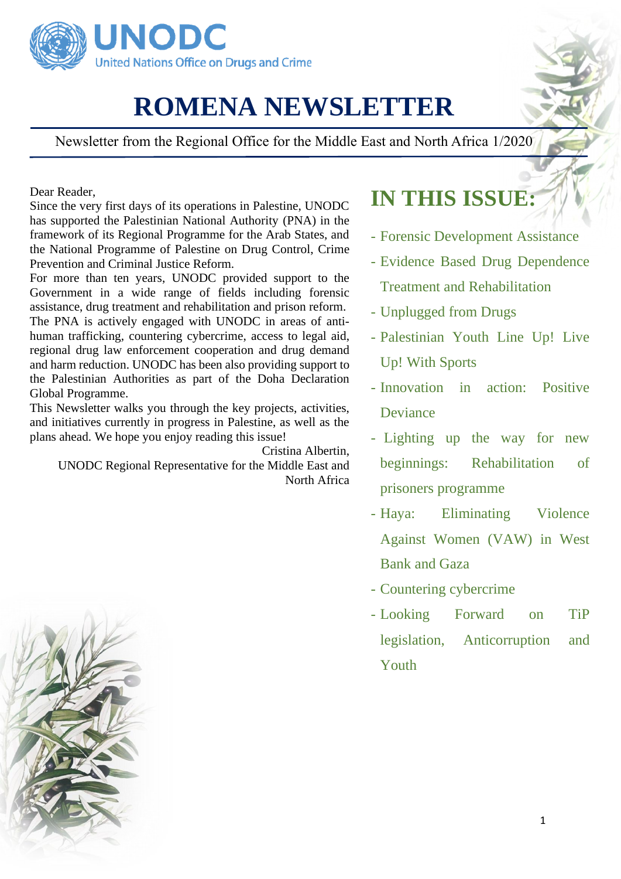UNODC
United Nations Office on Drugs and Crime

# ROMENA NEWSLETTER

Newsletter from the Regional Office for the Middle East and North Africa 1/2020

Dear Reader,

Since the very first days of its operations in Palestine, UNODC has supported the Palestinian National Authority (PNA) in the framework of its Regional Programme for the Arab States, and the National Programme of Palestine on Drug Control, Crime Prevention and Criminal Justice Reform.

For more than ten years, UNODC provided support to the Government in a wide range of fields including forensic assistance, drug treatment and rehabilitation and prison reform.

The PNA is actively engaged with UNODC in areas of anti-human trafficking, countering cybercrime, access to legal aid, regional drug law enforcement cooperation and drug demand and harm reduction. UNODC has been also providing support to the Palestinian Authorities as part of the Doha Declaration Global Programme.

This Newsletter walks you through the key projects, activities, and initiatives currently in progress in Palestine, as well as the plans ahead. We hope you enjoy reading this issue!

Cristina Albertin,
UNODC Regional Representative for the Middle East and North Africa

## IN THIS ISSUE:

- Forensic Development Assistance
- Evidence Based Drug Dependence Treatment and Rehabilitation
- Unplugged from Drugs
- Palestinian Youth Line Up! Live Up! With Sports
- Innovation in action: Positive Deviance
- Lighting up the way for new beginnings: Rehabilitation of prisoners programme
- Haya: Eliminating Violence Against Women (VAW) in West Bank and Gaza
- Countering cybercrime
- Looking Forward on TiP legislation, Anticorruption and Youth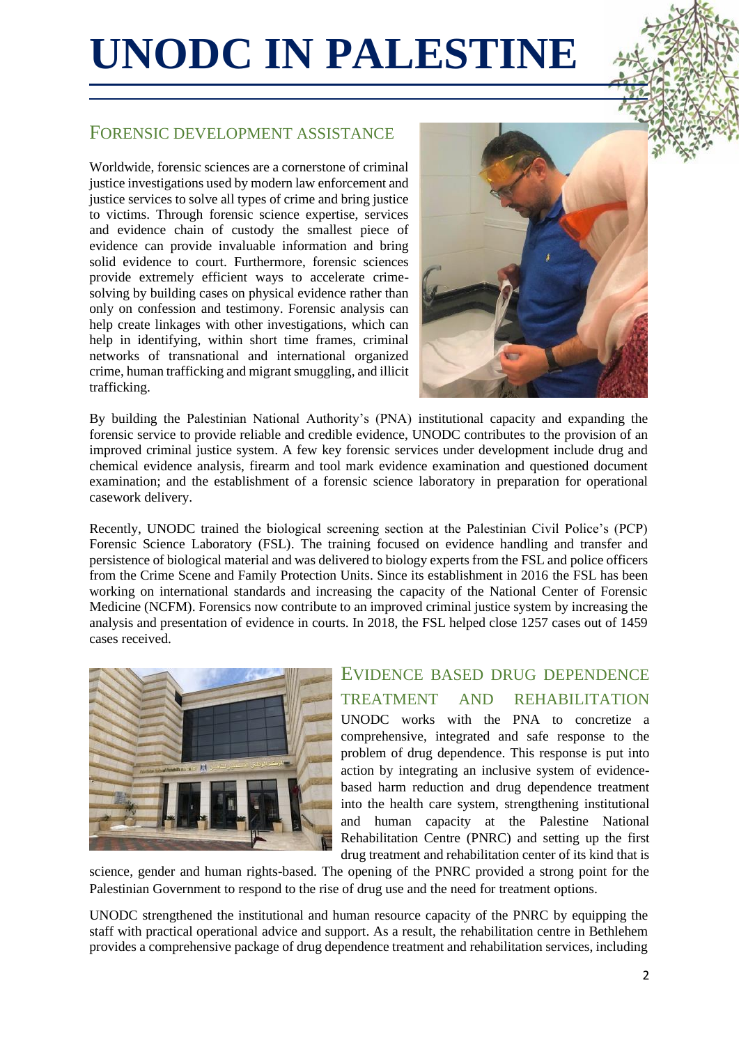# UNODC IN PALESTINE

## Forensic Development Assistance

Worldwide, forensic sciences are a cornerstone of criminal justice investigations used by modern law enforcement and justice services to solve all types of crime and bring justice to victims. Through forensic science expertise, services and evidence chain of custody the smallest piece of evidence can provide invaluable information and bring solid evidence to court. Furthermore, forensic sciences provide extremely efficient ways to accelerate crime-solving by building cases on physical evidence rather than only on confession and testimony. Forensic analysis can help create linkages with other investigations, which can help in identifying, within short time frames, criminal networks of transnational and international organized crime, human trafficking and migrant smuggling, and illicit trafficking.

By building the Palestinian National Authority's (PNA) institutional capacity and expanding the forensic service to provide reliable and credible evidence, UNODC contributes to the provision of an improved criminal justice system. A few key forensic services under development include drug and chemical evidence analysis, firearm and tool mark evidence examination and questioned document examination; and the establishment of a forensic science laboratory in preparation for operational casework delivery.

Recently, UNODC trained the biological screening section at the Palestinian Civil Police's (PCP) Forensic Science Laboratory (FSL). The training focused on evidence handling and transfer and persistence of biological material and was delivered to biology experts from the FSL and police officers from the Crime Scene and Family Protection Units. Since its establishment in 2016 the FSL has been working on international standards and increasing the capacity of the National Center of Forensic Medicine (NCFM). Forensics now contribute to an improved criminal justice system by increasing the analysis and presentation of evidence in courts. In 2018, the FSL helped close 1257 cases out of 1459 cases received.

## Evidence Based Drug Dependence Treatment and Rehabilitation

UNODC works with the PNA to concretize a comprehensive, integrated and safe response to the problem of drug dependence. This response is put into action by integrating an inclusive system of evidence-based harm reduction and drug dependence treatment into the health care system, strengthening institutional and human capacity at the Palestine National Rehabilitation Centre (PNRC) and setting up the first drug treatment and rehabilitation center of its kind that is science, gender and human rights-based. The opening of the PNRC provided a strong point for the Palestinian Government to respond to the rise of drug use and the need for treatment options.

UNODC strengthened the institutional and human resource capacity of the PNRC by equipping the staff with practical operational advice and support. As a result, the rehabilitation centre in Bethlehem provides a comprehensive package of drug dependence treatment and rehabilitation services, including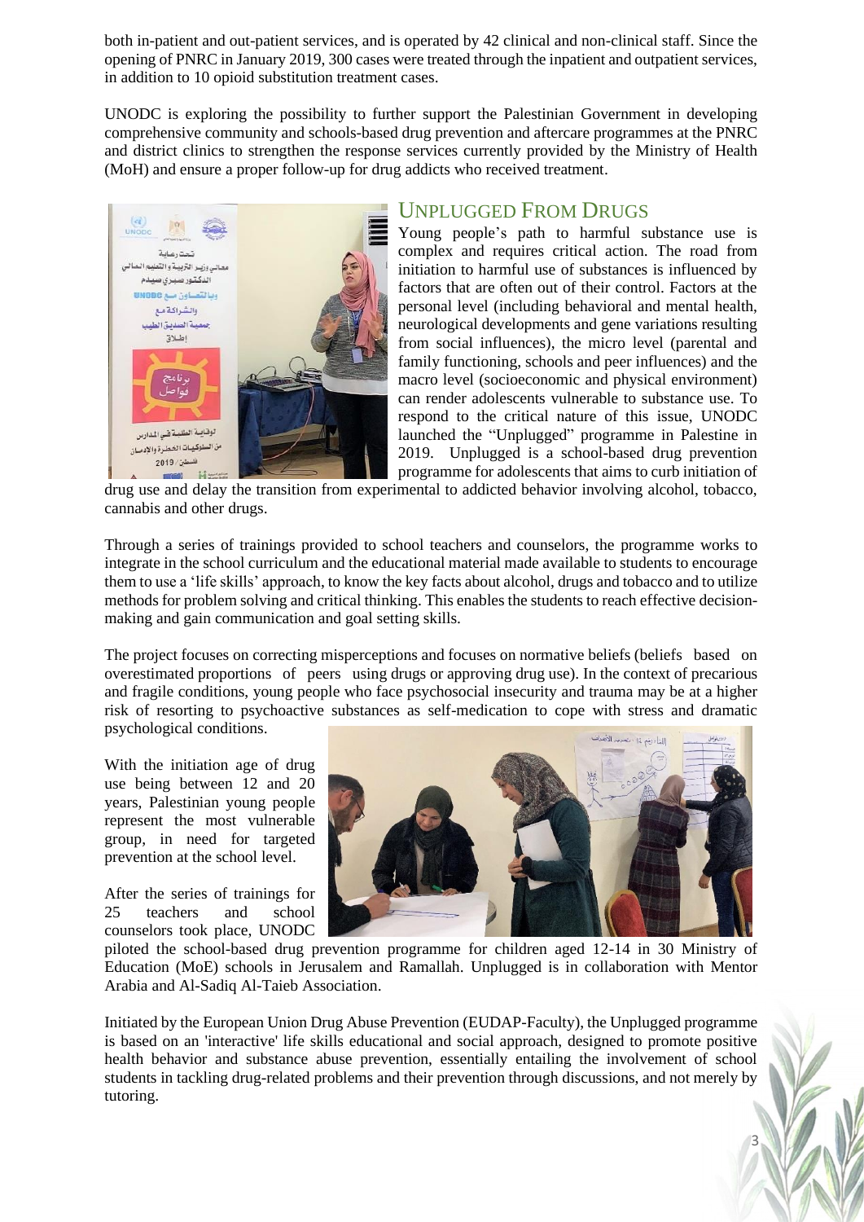both in-patient and out-patient services, and is operated by 42 clinical and non-clinical staff. Since the opening of PNRC in January 2019, 300 cases were treated through the inpatient and outpatient services, in addition to 10 opioid substitution treatment cases.

UNODC is exploring the possibility to further support the Palestinian Government in developing comprehensive community and schools-based drug prevention and aftercare programmes at the PNRC and district clinics to strengthen the response services currently provided by the Ministry of Health (MoH) and ensure a proper follow-up for drug addicts who received treatment.

## Unplugged From Drugs

Young people's path to harmful substance use is complex and requires critical action. The road from initiation to harmful use of substances is influenced by factors that are often out of their control. Factors at the personal level (including behavioral and mental health, neurological developments and gene variations resulting from social influences), the micro level (parental and family functioning, schools and peer influences) and the macro level (socioeconomic and physical environment) can render adolescents vulnerable to substance use. To respond to the critical nature of this issue, UNODC launched the "Unplugged" programme in Palestine in 2019. Unplugged is a school-based drug prevention programme for adolescents that aims to curb initiation of drug use and delay the transition from experimental to addicted behavior involving alcohol, tobacco, cannabis and other drugs.

Through a series of trainings provided to school teachers and counselors, the programme works to integrate in the school curriculum and the educational material made available to students to encourage them to use a 'life skills' approach, to know the key facts about alcohol, drugs and tobacco and to utilize methods for problem solving and critical thinking. This enables the students to reach effective decision-making and gain communication and goal setting skills.

The project focuses on correcting misperceptions and focuses on normative beliefs (beliefs based on overestimated proportions of peers using drugs or approving drug use). In the context of precarious and fragile conditions, young people who face psychosocial insecurity and trauma may be at a higher risk of resorting to psychoactive substances as self-medication to cope with stress and dramatic psychological conditions.

With the initiation age of drug use being between 12 and 20 years, Palestinian young people represent the most vulnerable group, in need for targeted prevention at the school level.

After the series of trainings for 25 teachers and school counselors took place, UNODC piloted the school-based drug prevention programme for children aged 12-14 in 30 Ministry of Education (MoE) schools in Jerusalem and Ramallah. Unplugged is in collaboration with Mentor Arabia and Al-Sadiq Al-Taieb Association.

Initiated by the European Union Drug Abuse Prevention (EUDAP-Faculty), the Unplugged programme is based on an 'interactive' life skills educational and social approach, designed to promote positive health behavior and substance abuse prevention, essentially entailing the involvement of school students in tackling drug-related problems and their prevention through discussions, and not merely by tutoring.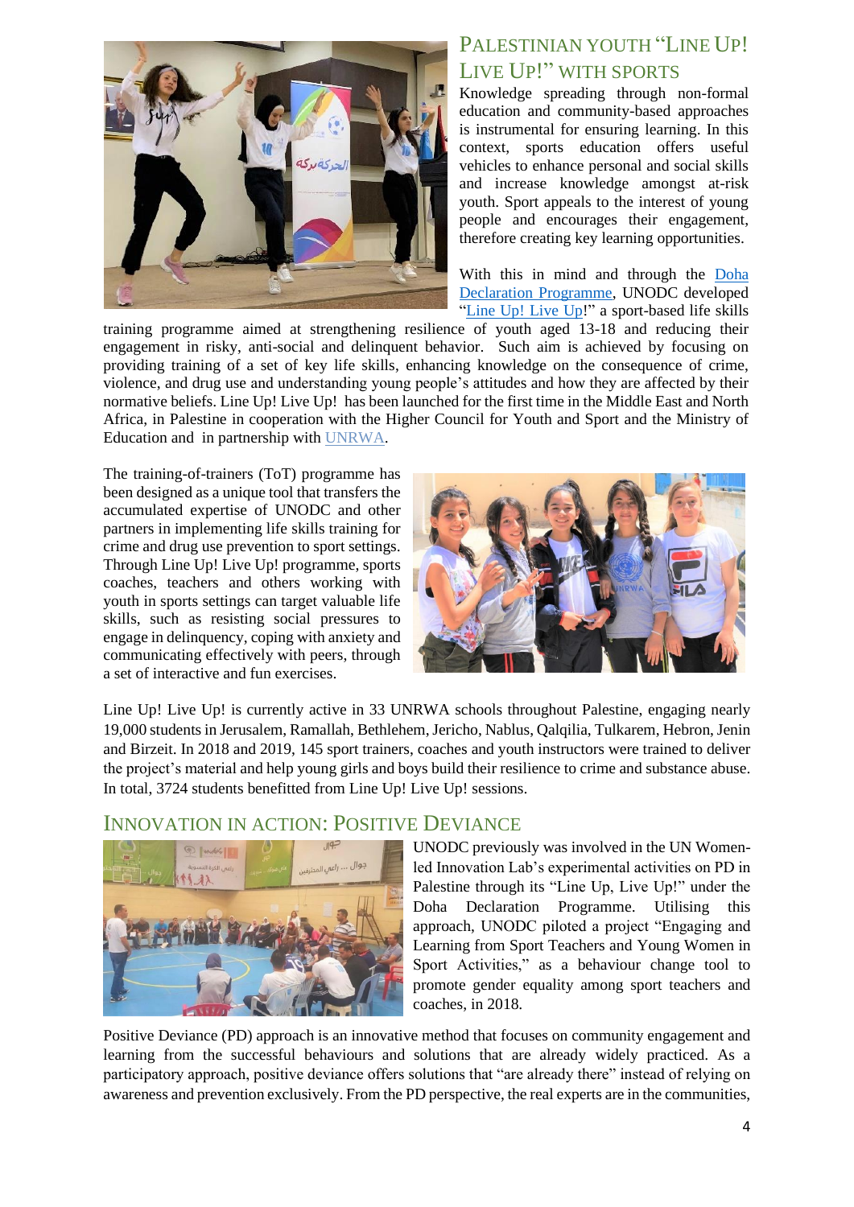## Palestinian Youth "Line Up! Live Up!" with Sports

Knowledge spreading through non-formal education and community-based approaches is instrumental for ensuring learning. In this context, sports education offers useful vehicles to enhance personal and social skills and increase knowledge amongst at-risk youth. Sport appeals to the interest of young people and encourages their engagement, therefore creating key learning opportunities.

With this in mind and through the Doha Declaration Programme, UNODC developed "Line Up! Live Up!" a sport-based life skills training programme aimed at strengthening resilience of youth aged 13-18 and reducing their engagement in risky, anti-social and delinquent behavior. Such aim is achieved by focusing on providing training of a set of key life skills, enhancing knowledge on the consequence of crime, violence, and drug use and understanding young people's attitudes and how they are affected by their normative beliefs. Line Up! Live Up! has been launched for the first time in the Middle East and North Africa, in Palestine in cooperation with the Higher Council for Youth and Sport and the Ministry of Education and in partnership with UNRWA.

The training-of-trainers (ToT) programme has been designed as a unique tool that transfers the accumulated expertise of UNODC and other partners in implementing life skills training for crime and drug use prevention to sport settings. Through Line Up! Live Up! programme, sports coaches, teachers and others working with youth in sports settings can target valuable life skills, such as resisting social pressures to engage in delinquency, coping with anxiety and communicating effectively with peers, through a set of interactive and fun exercises.

Line Up! Live Up! is currently active in 33 UNRWA schools throughout Palestine, engaging nearly 19,000 students in Jerusalem, Ramallah, Bethlehem, Jericho, Nablus, Qalqilia, Tulkarem, Hebron, Jenin and Birzeit. In 2018 and 2019, 145 sport trainers, coaches and youth instructors were trained to deliver the project's material and help young girls and boys build their resilience to crime and substance abuse. In total, 3724 students benefitted from Line Up! Live Up! sessions.

## Innovation in Action: Positive Deviance

UNODC previously was involved in the UN Women-led Innovation Lab's experimental activities on PD in Palestine through its "Line Up, Live Up!" under the Doha Declaration Programme. Utilising this approach, UNODC piloted a project "Engaging and Learning from Sport Teachers and Young Women in Sport Activities," as a behaviour change tool to promote gender equality among sport teachers and coaches, in 2018.

Positive Deviance (PD) approach is an innovative method that focuses on community engagement and learning from the successful behaviours and solutions that are already widely practiced. As a participatory approach, positive deviance offers solutions that "are already there" instead of relying on awareness and prevention exclusively. From the PD perspective, the real experts are in the communities,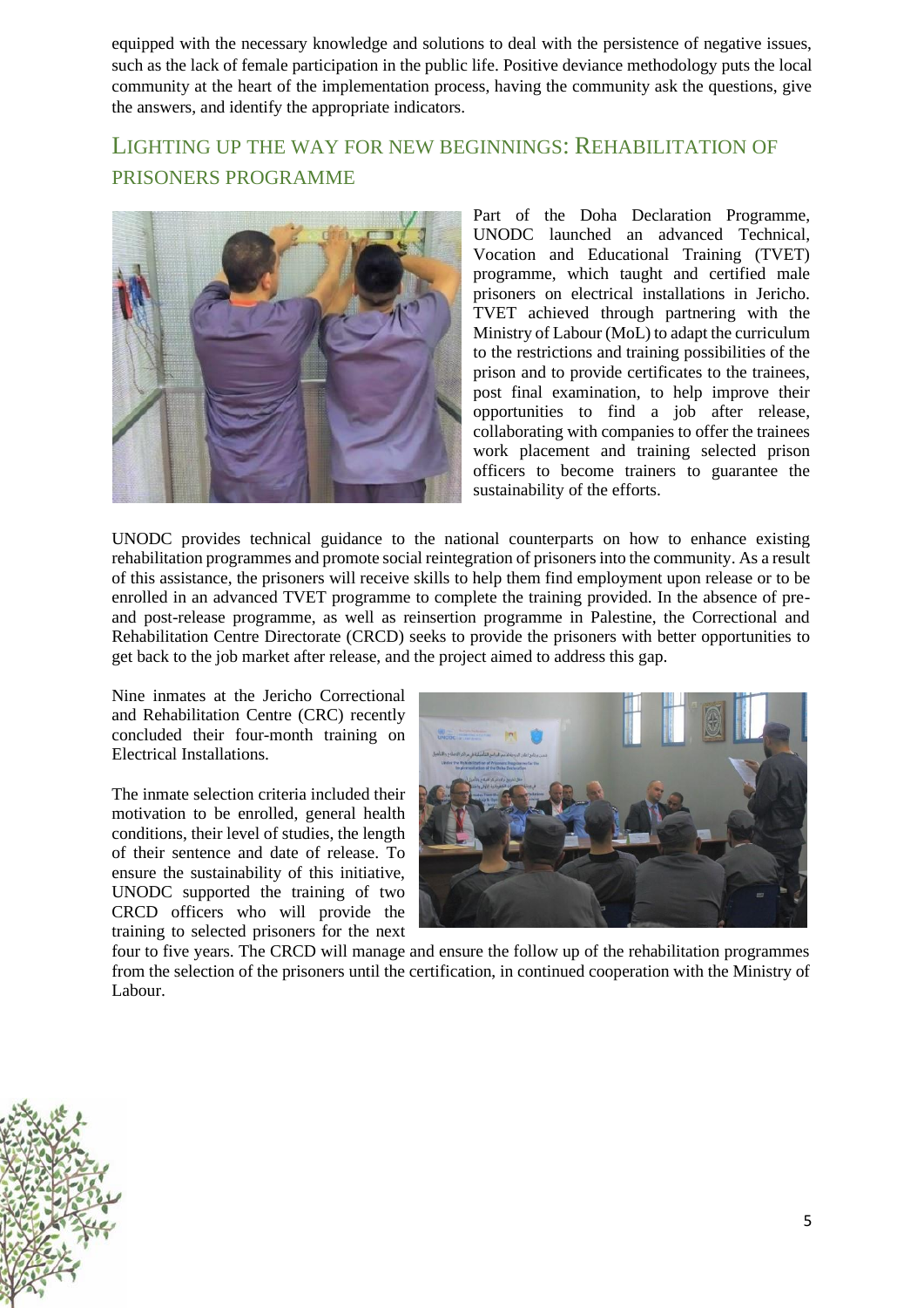equipped with the necessary knowledge and solutions to deal with the persistence of negative issues, such as the lack of female participation in the public life. Positive deviance methodology puts the local community at the heart of the implementation process, having the community ask the questions, give the answers, and identify the appropriate indicators.

## Lighting up the way for new beginnings: Rehabilitation of prisoners programme

Part of the Doha Declaration Programme, UNODC launched an advanced Technical, Vocation and Educational Training (TVET) programme, which taught and certified male prisoners on electrical installations in Jericho. TVET achieved through partnering with the Ministry of Labour (MoL) to adapt the curriculum to the restrictions and training possibilities of the prison and to provide certificates to the trainees, post final examination, to help improve their opportunities to find a job after release, collaborating with companies to offer the trainees work placement and training selected prison officers to become trainers to guarantee the sustainability of the efforts.

UNODC provides technical guidance to the national counterparts on how to enhance existing rehabilitation programmes and promote social reintegration of prisoners into the community. As a result of this assistance, the prisoners will receive skills to help them find employment upon release or to be enrolled in an advanced TVET programme to complete the training provided. In the absence of pre- and post-release programme, as well as reinsertion programme in Palestine, the Correctional and Rehabilitation Centre Directorate (CRCD) seeks to provide the prisoners with better opportunities to get back to the job market after release, and the project aimed to address this gap.

Nine inmates at the Jericho Correctional and Rehabilitation Centre (CRC) recently concluded their four-month training on Electrical Installations.

The inmate selection criteria included their motivation to be enrolled, general health conditions, their level of studies, the length of their sentence and date of release. To ensure the sustainability of this initiative, UNODC supported the training of two CRCD officers who will provide the training to selected prisoners for the next four to five years. The CRCD will manage and ensure the follow up of the rehabilitation programmes from the selection of the prisoners until the certification, in continued cooperation with the Ministry of Labour.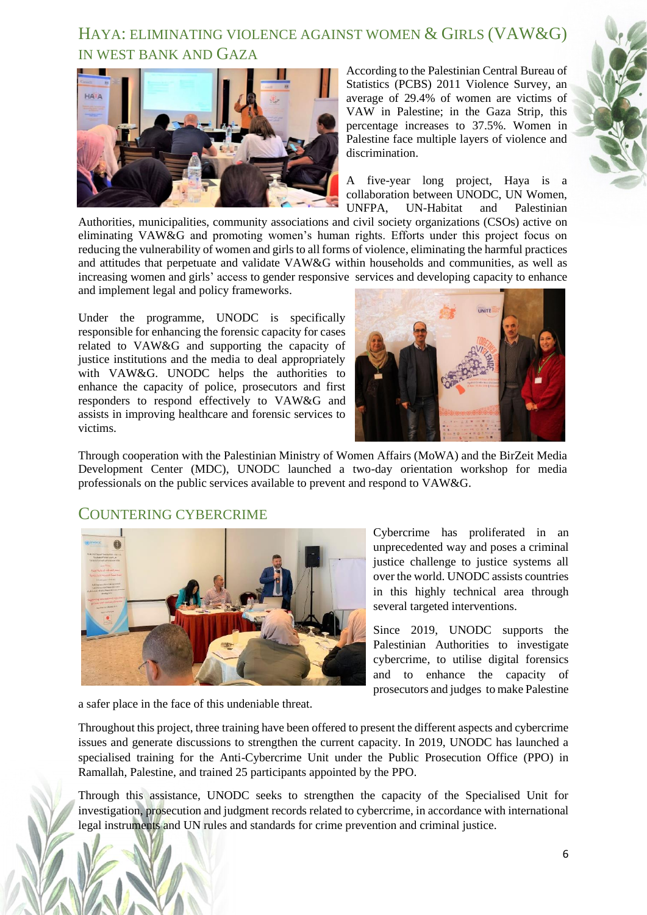## HAYA: ELIMINATING VIOLENCE AGAINST WOMEN & GIRLS (VAW&G) IN WEST BANK AND GAZA

According to the Palestinian Central Bureau of Statistics (PCBS) 2011 Violence Survey, an average of 29.4% of women are victims of VAW in Palestine; in the Gaza Strip, this percentage increases to 37.5%. Women in Palestine face multiple layers of violence and discrimination.

A five-year long project, Haya is a collaboration between UNODC, UN Women, UNFPA, UN-Habitat and Palestinian Authorities, municipalities, community associations and civil society organizations (CSOs) active on eliminating VAW&G and promoting women's human rights. Efforts under this project focus on reducing the vulnerability of women and girls to all forms of violence, eliminating the harmful practices and attitudes that perpetuate and validate VAW&G within households and communities, as well as increasing women and girls' access to gender responsive services and developing capacity to enhance and implement legal and policy frameworks.

Under the programme, UNODC is specifically responsible for enhancing the forensic capacity for cases related to VAW&G and supporting the capacity of justice institutions and the media to deal appropriately with VAW&G. UNODC helps the authorities to enhance the capacity of police, prosecutors and first responders to respond effectively to VAW&G and assists in improving healthcare and forensic services to victims.

Through cooperation with the Palestinian Ministry of Women Affairs (MoWA) and the BirZeit Media Development Center (MDC), UNODC launched a two-day orientation workshop for media professionals on the public services available to prevent and respond to VAW&G.

## COUNTERING CYBERCRIME

Cybercrime has proliferated in an unprecedented way and poses a criminal justice challenge to justice systems all over the world. UNODC assists countries in this highly technical area through several targeted interventions.

Since 2019, UNODC supports the Palestinian Authorities to investigate cybercrime, to utilise digital forensics and to enhance the capacity of prosecutors and judges to make Palestine a safer place in the face of this undeniable threat.

Throughout this project, three training have been offered to present the different aspects and cybercrime issues and generate discussions to strengthen the current capacity. In 2019, UNODC has launched a specialised training for the Anti-Cybercrime Unit under the Public Prosecution Office (PPO) in Ramallah, Palestine, and trained 25 participants appointed by the PPO.

Through this assistance, UNODC seeks to strengthen the capacity of the Specialised Unit for investigation, prosecution and judgment records related to cybercrime, in accordance with international legal instruments and UN rules and standards for crime prevention and criminal justice.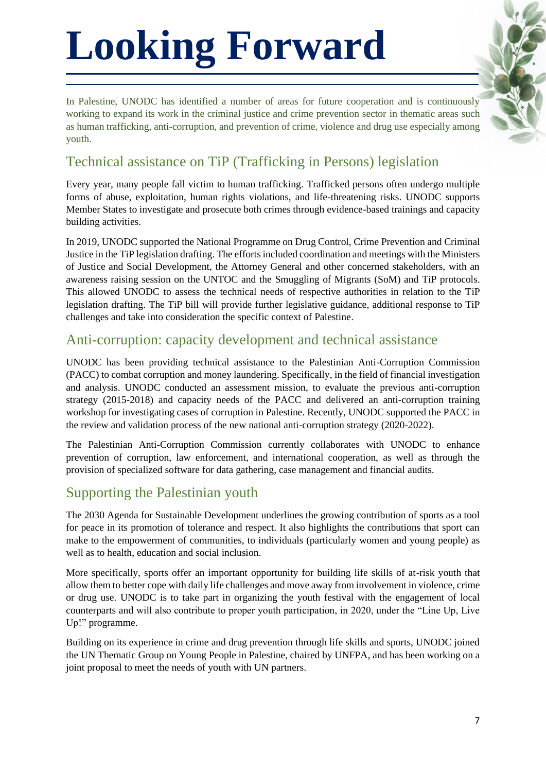# Looking Forward

In Palestine, UNODC has identified a number of areas for future cooperation and is continuously working to expand its work in the criminal justice and crime prevention sector in thematic areas such as human trafficking, anti-corruption, and prevention of crime, violence and drug use especially among youth.

## Technical assistance on TiP (Trafficking in Persons) legislation

Every year, many people fall victim to human trafficking. Trafficked persons often undergo multiple forms of abuse, exploitation, human rights violations, and life-threatening risks. UNODC supports Member States to investigate and prosecute both crimes through evidence-based trainings and capacity building activities.

In 2019, UNODC supported the National Programme on Drug Control, Crime Prevention and Criminal Justice in the TiP legislation drafting. The efforts included coordination and meetings with the Ministers of Justice and Social Development, the Attorney General and other concerned stakeholders, with an awareness raising session on the UNTOC and the Smuggling of Migrants (SoM) and TiP protocols. This allowed UNODC to assess the technical needs of respective authorities in relation to the TiP legislation drafting. The TiP bill will provide further legislative guidance, additional response to TiP challenges and take into consideration the specific context of Palestine.

## Anti-corruption: capacity development and technical assistance

UNODC has been providing technical assistance to the Palestinian Anti-Corruption Commission (PACC) to combat corruption and money laundering. Specifically, in the field of financial investigation and analysis. UNODC conducted an assessment mission, to evaluate the previous anti-corruption strategy (2015-2018) and capacity needs of the PACC and delivered an anti-corruption training workshop for investigating cases of corruption in Palestine. Recently, UNODC supported the PACC in the review and validation process of the new national anti-corruption strategy (2020-2022).

The Palestinian Anti-Corruption Commission currently collaborates with UNODC to enhance prevention of corruption, law enforcement, and international cooperation, as well as through the provision of specialized software for data gathering, case management and financial audits.

## Supporting the Palestinian youth

The 2030 Agenda for Sustainable Development underlines the growing contribution of sports as a tool for peace in its promotion of tolerance and respect. It also highlights the contributions that sport can make to the empowerment of communities, to individuals (particularly women and young people) as well as to health, education and social inclusion.

More specifically, sports offer an important opportunity for building life skills of at-risk youth that allow them to better cope with daily life challenges and move away from involvement in violence, crime or drug use. UNODC is to take part in organizing the youth festival with the engagement of local counterparts and will also contribute to proper youth participation, in 2020, under the "Line Up, Live Up!" programme.

Building on its experience in crime and drug prevention through life skills and sports, UNODC joined the UN Thematic Group on Young People in Palestine, chaired by UNFPA, and has been working on a joint proposal to meet the needs of youth with UN partners.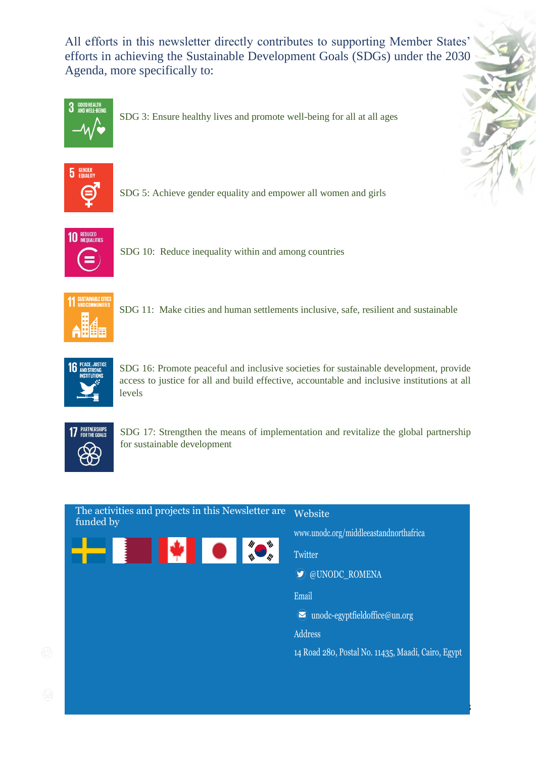All efforts in this newsletter directly contributes to supporting Member States' efforts in achieving the Sustainable Development Goals (SDGs) under the 2030 Agenda, more specifically to:

SDG 3: Ensure healthy lives and promote well-being for all at all ages

SDG 5: Achieve gender equality and empower all women and girls

SDG 10: Reduce inequality within and among countries

SDG 11: Make cities and human settlements inclusive, safe, resilient and sustainable

SDG 16: Promote peaceful and inclusive societies for sustainable development, provide access to justice for all and build effective, accountable and inclusive institutions at all levels

SDG 17: Strengthen the means of implementation and revitalize the global partnership for sustainable development

The activities and projects in this Newsletter are funded by

Website

www.unodc.org/middleeastandnorthafrica

Twitter

@UNODC_ROMENA

Email

unodc-egyptfieldoffice@un.org

Address

14 Road 280, Postal No. 11435, Maadi, Cairo, Egypt